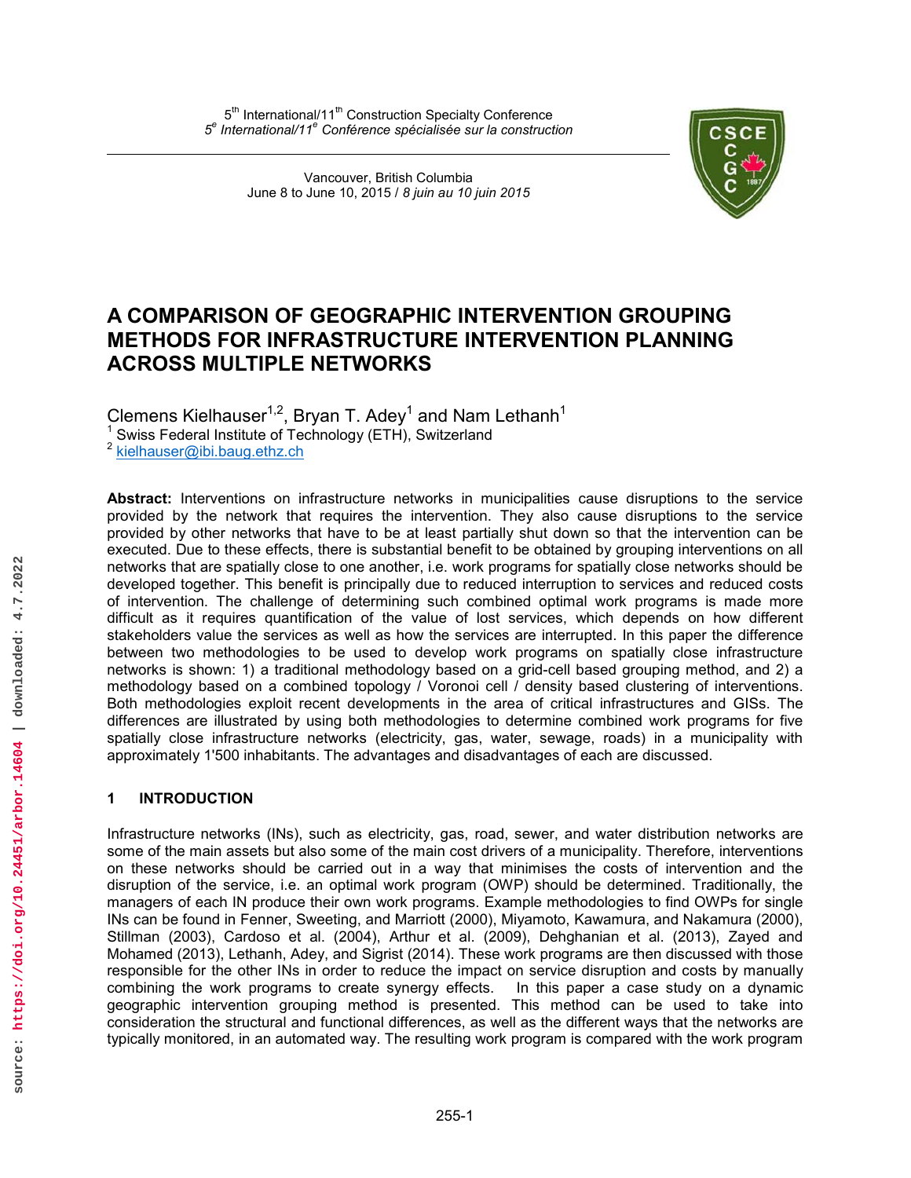5th International/11th Construction Specialty Conference
*5e International/11e Conférence spécialisée sur la construction*

Vancouver, British Columbia
June 8 to June 10, 2015 / *8 juin au 10 juin 2015*

# A COMPARISON OF GEOGRAPHIC INTERVENTION GROUPING METHODS FOR INFRASTRUCTURE INTERVENTION PLANNING ACROSS MULTIPLE NETWORKS

Clemens Kielhauser[1,2], Bryan T. Adey[1] and Nam Lethanh[1]

[1] Swiss Federal Institute of Technology (ETH), Switzerland
[2] kielhauser@ibi.baug.ethz.ch

**Abstract:** Interventions on infrastructure networks in municipalities cause disruptions to the service provided by the network that requires the intervention. They also cause disruptions to the service provided by other networks that have to be at least partially shut down so that the intervention can be executed. Due to these effects, there is substantial benefit to be obtained by grouping interventions on all networks that are spatially close to one another, i.e. work programs for spatially close networks should be developed together. This benefit is principally due to reduced interruption to services and reduced costs of intervention. The challenge of determining such combined optimal work programs is made more difficult as it requires quantification of the value of lost services, which depends on how different stakeholders value the services as well as how the services are interrupted. In this paper the difference between two methodologies to be used to develop work programs on spatially close infrastructure networks is shown: 1) a traditional methodology based on a grid-cell based grouping method, and 2) a methodology based on a combined topology / Voronoi cell / density based clustering of interventions. Both methodologies exploit recent developments in the area of critical infrastructures and GISs. The differences are illustrated by using both methodologies to determine combined work programs for five spatially close infrastructure networks (electricity, gas, water, sewage, roads) in a municipality with approximately 1'500 inhabitants. The advantages and disadvantages of each are discussed.

## 1 INTRODUCTION

Infrastructure networks (INs), such as electricity, gas, road, sewer, and water distribution networks are some of the main assets but also some of the main cost drivers of a municipality. Therefore, interventions on these networks should be carried out in a way that minimises the costs of intervention and the disruption of the service, i.e. an optimal work program (OWP) should be determined. Traditionally, the managers of each IN produce their own work programs. Example methodologies to find OWPs for single INs can be found in Fenner, Sweeting, and Marriott (2000), Miyamoto, Kawamura, and Nakamura (2000), Stillman (2003), Cardoso et al. (2004), Arthur et al. (2009), Dehghanian et al. (2013), Zayed and Mohamed (2013), Lethanh, Adey, and Sigrist (2014). These work programs are then discussed with those responsible for the other INs in order to reduce the impact on service disruption and costs by manually combining the work programs to create synergy effects. In this paper a case study on a dynamic geographic intervention grouping method is presented. This method can be used to take into consideration the structural and functional differences, as well as the different ways that the networks are typically monitored, in an automated way. The resulting work program is compared with the work program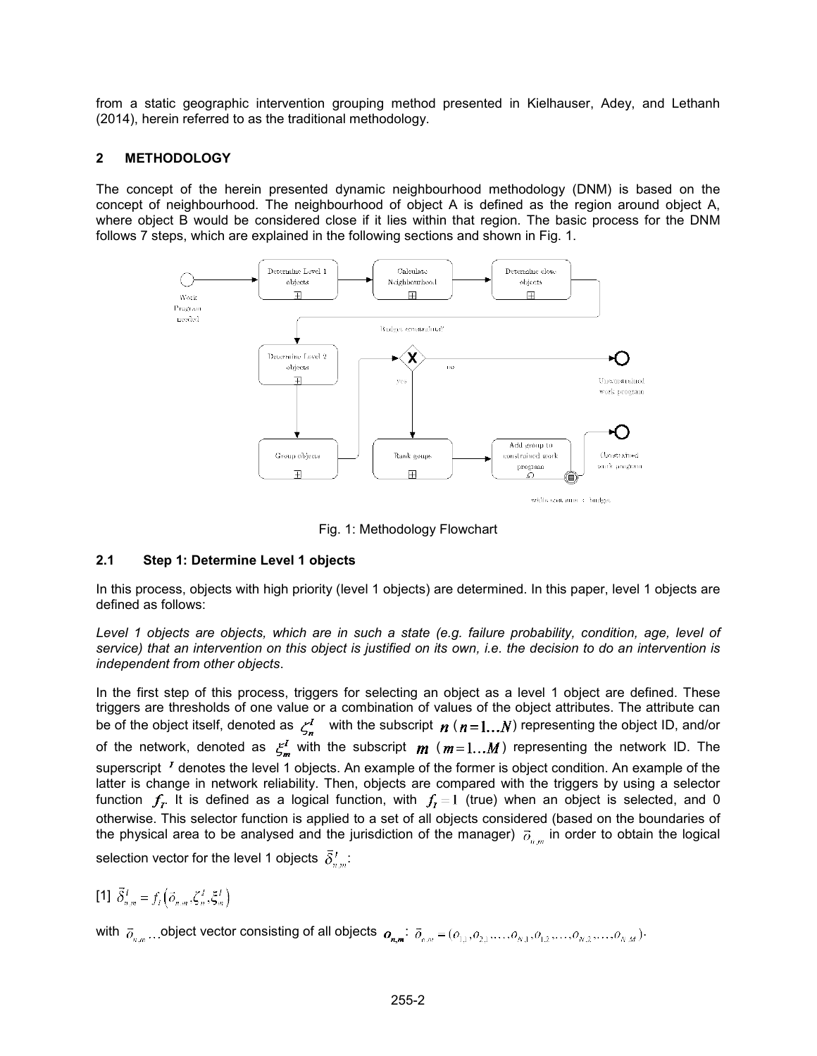from a static geographic intervention grouping method presented in Kielhauser, Adey, and Lethanh (2014), herein referred to as the traditional methodology.

## 2 METHODOLOGY

The concept of the herein presented dynamic neighbourhood methodology (DNM) is based on the concept of neighbourhood. The neighbourhood of object A is defined as the region around object A, where object B would be considered close if it lies within that region. The basic process for the DNM follows 7 steps, which are explained in the following sections and shown in Fig. 1.

Fig. 1: Methodology Flowchart

### 2.1 Step 1: Determine Level 1 objects

In this process, objects with high priority (level 1 objects) are determined. In this paper, level 1 objects are defined as follows:

*Level 1 objects are objects, which are in such a state (e.g. failure probability, condition, age, level of service) that an intervention on this object is justified on its own, i.e. the decision to do an intervention is independent from other objects*.

In the first step of this process, triggers for selecting an object as a level 1 object are defined. These triggers are thresholds of one value or a combination of values of the object attributes. The attribute can be of the object itself, denoted as $\zeta_n^I$ with the subscript $n$ ($n = 1 \ldots N$) representing the object ID, and/or of the network, denoted as $\xi_m^I$ with the subscript $m$ ($m = 1 \ldots M$) representing the network ID. The superscript $^I$ denotes the level 1 objects. An example of the former is object condition. An example of the latter is change in network reliability. Then, objects are compared with the triggers by using a selector function $f_I$. It is defined as a logical function, with $f_I = 1$ (true) when an object is selected, and 0 otherwise. This selector function is applied to a set of all objects considered (based on the boundaries of the physical area to be analysed and the jurisdiction of the manager) $\vec{o}_{n,m}$ in order to obtain the logical selection vector for the level 1 objects $\vec{\delta}_{n,m}^I$:

[1] $\vec{\delta}_{n,m}^I = f_I\left(\vec{o}_{n,m}, \zeta_n^I, \xi_m^I\right)$

with $\vec{o}_{n,m} \ldots$object vector consisting of all objects $o_{n,m}$: $\vec{o}_{n,m} = (o_{1,1}, o_{2,1}, \ldots, o_{N,1}, o_{1,2}, \ldots, o_{N,2}, \ldots, o_{N,M})$.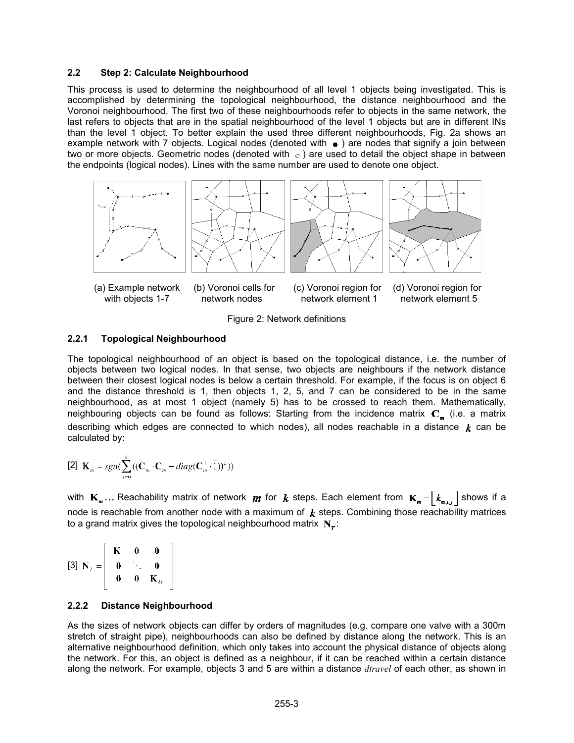### 2.2 Step 2: Calculate Neighbourhood

This process is used to determine the neighbourhood of all level 1 objects being investigated. This is accomplished by determining the topological neighbourhood, the distance neighbourhood and the Voronoi neighbourhood. The first two of these neighbourhoods refer to objects in the same network, the last refers to objects that are in the spatial neighbourhood of the level 1 objects but are in different INs than the level 1 object. To better explain the used three different neighbourhoods, Fig. 2a shows an example network with 7 objects. Logical nodes (denoted with ●) are nodes that signify a join between two or more objects. Geometric nodes (denoted with ○) are used to detail the object shape in between the endpoints (logical nodes). Lines with the same number are used to denote one object.

(a) Example network with objects 1-7 (b) Voronoi cells for network nodes (c) Voronoi region for network element 1 (d) Voronoi region for network element 5

Figure 2: Network definitions

#### 2.2.1 Topological Neighbourhood

The topological neighbourhood of an object is based on the topological distance, i.e. the number of objects between two logical nodes. In that sense, two objects are neighbours if the network distance between their closest logical nodes is below a certain threshold. For example, if the focus is on object 6 and the distance threshold is 1, then objects 1, 2, 5, and 7 can be considered to be in the same neighbourhood, as at most 1 object (namely 5) has to be crossed to reach them. Mathematically, neighbouring objects can be found as follows: Starting from the incidence matrix $\mathbf{C}_m$ (i.e. a matrix describing which edges are connected to which nodes), all nodes reachable in a distance $k$ can be calculated by:

$$[2]\ \mathbf{K}_m = sgn\left(\sum_{i=0}^{k}\left(\left(\mathbf{C}_m \cdot \mathbf{C}_m - diag(\mathbf{C}_m^{\mathrm{T}} \cdot \vec{1})\right)^i\right)\right)$$

with $\mathbf{K}_m \ldots$ Reachability matrix of network $m$ for $k$ steps. Each element from $\mathbf{K}_m = \left[k_{m,i,j}\right]$ shows if a node is reachable from another node with a maximum of $k$ steps. Combining those reachability matrices to a grand matrix gives the topological neighbourhood matrix $\mathbf{N}_T$:

$$[3]\ \mathbf{N}_T = \begin{bmatrix} \mathbf{K}_1 & \mathbf{0} & \mathbf{0} \\ \mathbf{0} & \ddots & \mathbf{0} \\ \mathbf{0} & \mathbf{0} & \mathbf{K}_M \end{bmatrix}$$

#### 2.2.2 Distance Neighbourhood

As the sizes of network objects can differ by orders of magnitudes (e.g. compare one valve with a 300m stretch of straight pipe), neighbourhoods can also be defined by distance along the network. This is an alternative neighbourhood definition, which only takes into account the physical distance of objects along the network. For this, an object is defined as a neighbour, if it can be reached within a certain distance along the network. For example, objects 3 and 5 are within a distance *dtravel* of each other, as shown in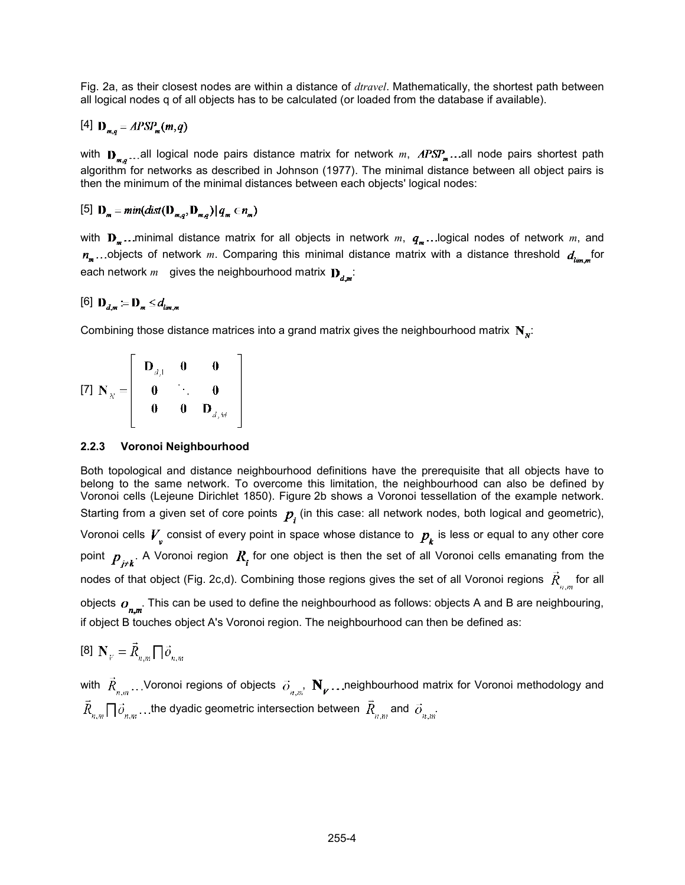Fig. 2a, as their closest nodes are within a distance of *dtravel*. Mathematically, the shortest path between all logical nodes q of all objects has to be calculated (or loaded from the database if available).

[4] $\mathbf{D}_{m,q} = APSP_m(m,q)$

with $\mathbf{D}_{m,q}$…all logical node pairs distance matrix for network $m$, $APSP_m$…all node pairs shortest path algorithm for networks as described in Johnson (1977). The minimal distance between all object pairs is then the minimum of the minimal distances between each objects' logical nodes:

[5] $\mathbf{D}_m = min(dist(\mathbf{D}_{m,q}, \mathbf{D}_{m,q}) | q_m \in n_m)$

with $\mathbf{D}_m$…minimal distance matrix for all objects in network $m$, $q_m$…logical nodes of network $m$, and $n_m$…objects of network $m$. Comparing this minimal distance matrix with a distance threshold $d_{lim,m}$ for each network $m$ gives the neighbourhood matrix $\mathbf{D}_{d,m}$:

[6] $\mathbf{D}_{d,m} := \mathbf{D}_m \leq d_{lim,m}$

Combining those distance matrices into a grand matrix gives the neighbourhood matrix $\mathbf{N}_N$:

[7] $$\mathbf{N}_N = \begin{bmatrix} \mathbf{D}_{d,1} & \mathbf{0} & \mathbf{0} \\ \mathbf{0} & \ddots & \mathbf{0} \\ \mathbf{0} & \mathbf{0} & \mathbf{D}_{d,M} \end{bmatrix}$$

### 2.2.3 Voronoi Neighbourhood

Both topological and distance neighbourhood definitions have the prerequisite that all objects have to belong to the same network. To overcome this limitation, the neighbourhood can also be defined by Voronoi cells (Lejeune Dirichlet 1850). Figure 2b shows a Voronoi tessellation of the example network. Starting from a given set of core points $p_i$ (in this case: all network nodes, both logical and geometric), Voronoi cells $V_v$ consist of every point in space whose distance to $p_k$ is less or equal to any other core point $p_{j \neq k}$. A Voronoi region $R_i$ for one object is then the set of all Voronoi cells emanating from the nodes of that object (Fig. 2c,d). Combining those regions gives the set of all Voronoi regions $\vec{R}_{n,m}$ for all objects $o_{n,m}$. This can be used to define the neighbourhood as follows: objects A and B are neighbouring, if object B touches object A's Voronoi region. The neighbourhood can then be defined as:

[8] $\mathbf{N}_V = \vec{R}_{n,m} \sqcap \vec{o}_{n,m}$

with $\vec{R}_{n,m}$…Voronoi regions of objects $\vec{o}_{n,m}$, $\mathbf{N}_V$…neighbourhood matrix for Voronoi methodology and $\vec{R}_{n,m} \sqcap \vec{o}_{n,m}$…the dyadic geometric intersection between $\vec{R}_{n,m}$ and $\vec{o}_{n,m}$.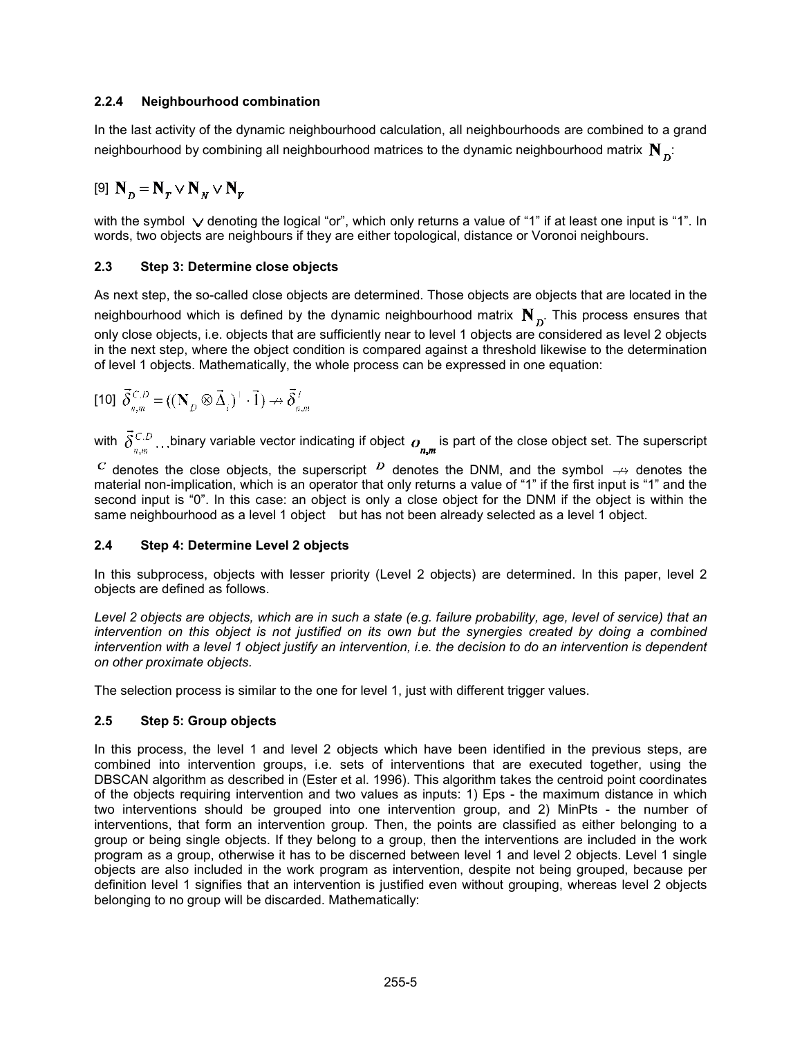### 2.2.4 Neighbourhood combination

In the last activity of the dynamic neighbourhood calculation, all neighbourhoods are combined to a grand neighbourhood by combining all neighbourhood matrices to the dynamic neighbourhood matrix $\mathbf{N}_D$:

$$[9] \quad \mathbf{N}_D = \mathbf{N}_T \vee \mathbf{N}_N \vee \mathbf{N}_V$$

with the symbol $\vee$ denoting the logical "or", which only returns a value of "1" if at least one input is "1". In words, two objects are neighbours if they are either topological, distance or Voronoi neighbours.

## 2.3 Step 3: Determine close objects

As next step, the so-called close objects are determined. Those objects are objects that are located in the neighbourhood which is defined by the dynamic neighbourhood matrix $\mathbf{N}_D$. This process ensures that only close objects, i.e. objects that are sufficiently near to level 1 objects are considered as level 2 objects in the next step, where the object condition is compared against a threshold likewise to the determination of level 1 objects. Mathematically, the whole process can be expressed in one equation:

$$[10] \quad \vec{\delta}_{n,m}^{C,D} = ((\mathbf{N}_D \otimes \vec{\Delta}_i)^{\top} \cdot \vec{1}) \nrightarrow \vec{\delta}_{n,m}^{I}$$

with $\vec{\delta}_{n,m}^{C,D}$ ...binary variable vector indicating if object $o_{n,m}$ is part of the close object set. The superscript $C$ denotes the close objects, the superscript $D$ denotes the DNM, and the symbol $\nrightarrow$ denotes the material non-implication, which is an operator that only returns a value of "1" if the first input is "1" and the second input is "0". In this case: an object is only a close object for the DNM if the object is within the same neighbourhood as a level 1 object but has not been already selected as a level 1 object.

## 2.4 Step 4: Determine Level 2 objects

In this subprocess, objects with lesser priority (Level 2 objects) are determined. In this paper, level 2 objects are defined as follows.

*Level 2 objects are objects, which are in such a state (e.g. failure probability, age, level of service) that an intervention on this object is not justified on its own but the synergies created by doing a combined intervention with a level 1 object justify an intervention, i.e. the decision to do an intervention is dependent on other proximate objects.*

The selection process is similar to the one for level 1, just with different trigger values.

## 2.5 Step 5: Group objects

In this process, the level 1 and level 2 objects which have been identified in the previous steps, are combined into intervention groups, i.e. sets of interventions that are executed together, using the DBSCAN algorithm as described in (Ester et al. 1996). This algorithm takes the centroid point coordinates of the objects requiring intervention and two values as inputs: 1) Eps - the maximum distance in which two interventions should be grouped into one intervention group, and 2) MinPts - the number of interventions, that form an intervention group. Then, the points are classified as either belonging to a group or being single objects. If they belong to a group, then the interventions are included in the work program as a group, otherwise it has to be discerned between level 1 and level 2 objects. Level 1 single objects are also included in the work program as intervention, despite not being grouped, because per definition level 1 signifies that an intervention is justified even without grouping, whereas level 2 objects belonging to no group will be discarded. Mathematically: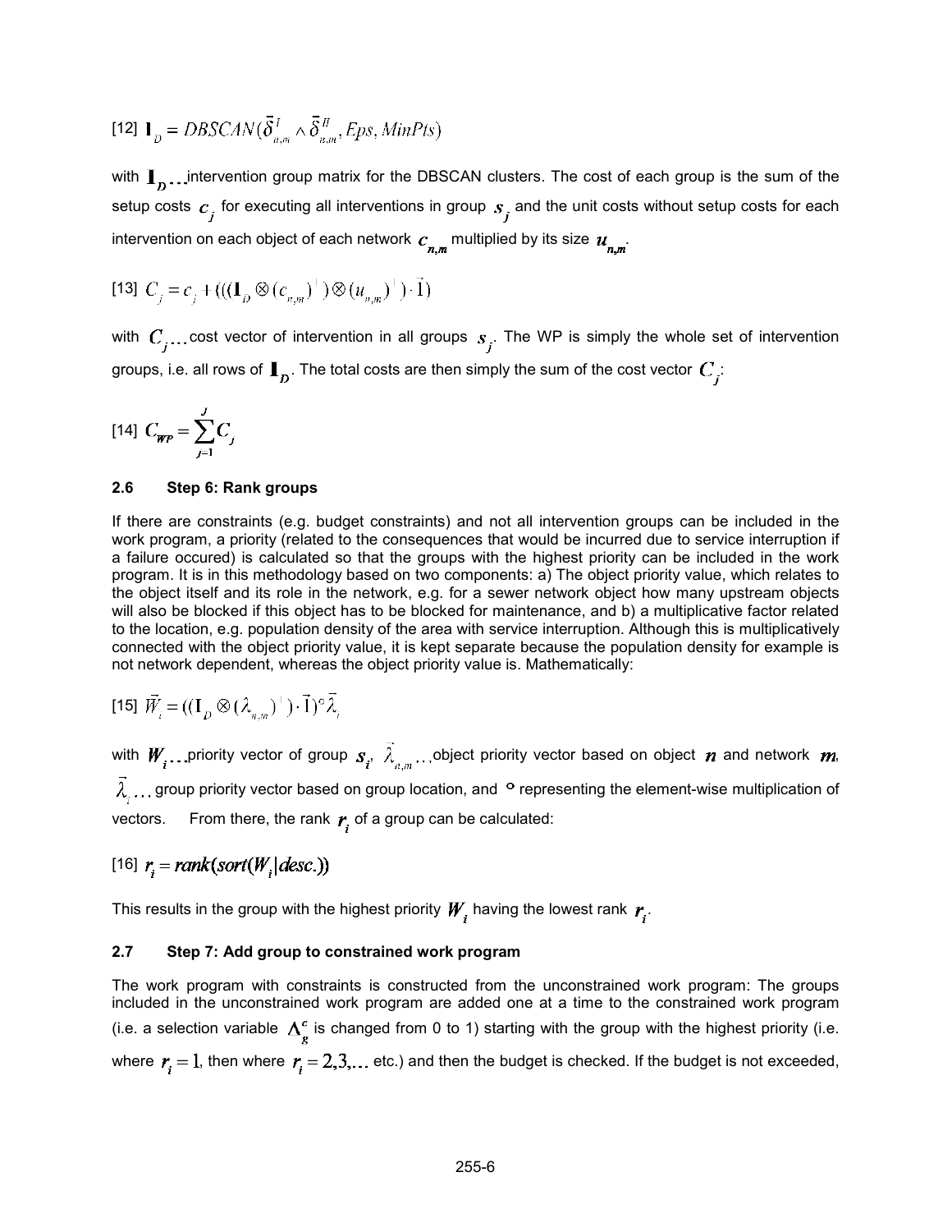[12] $\mathbf{I}_D = DBSCAN(\bar{\delta}^{I}_{n,m} \wedge \bar{\delta}^{II}_{n,m}, Eps, MinPts)$

with $\mathbf{I}_D \ldots$ intervention group matrix for the DBSCAN clusters. The cost of each group is the sum of the setup costs $c_j$ for executing all interventions in group $s_j$ and the unit costs without setup costs for each intervention on each object of each network $c_{n,m}$ multiplied by its size $u_{n,m}$.

[13] $C_j = c_j + (((\mathbf{I}_D \otimes (c_{n,m})^{\top}) \otimes (u_{n,m})^{\top}) \cdot \vec{1})$

with $C_j \ldots$ cost vector of intervention in all groups $s_j$. The WP is simply the whole set of intervention groups, i.e. all rows of $\mathbf{I}_D$. The total costs are then simply the sum of the cost vector $C_j$:

[14] $C_{WP} = \sum_{j=1}^{J} C_j$

### 2.6 Step 6: Rank groups

If there are constraints (e.g. budget constraints) and not all intervention groups can be included in the work program, a priority (related to the consequences that would be incurred due to service interruption if a failure occured) is calculated so that the groups with the highest priority can be included in the work program. It is in this methodology based on two components: a) The object priority value, which relates to the object itself and its role in the network, e.g. for a sewer network object how many upstream objects will also be blocked if this object has to be blocked for maintenance, and b) a multiplicative factor related to the location, e.g. population density of the area with service interruption. Although this is multiplicatively connected with the object priority value, it is kept separate because the population density for example is not network dependent, whereas the object priority value is. Mathematically:

[15] $\vec{W}_i = ((\mathbf{I}_D \otimes (\lambda_{n,m})^{\top}) \cdot \vec{1}) \circ \vec{\lambda}_i$

with $W_i \ldots$ priority vector of group $s_i$, $\vec{\lambda}_{n,m} \ldots$ object priority vector based on object $n$ and network $m$, $\vec{\lambda}_i \ldots$ group priority vector based on group location, and $\circ$ representing the element-wise multiplication of vectors. From there, the rank $r_i$ of a group can be calculated:

[16] $r_i = rank(sort(W_i | desc.))$

This results in the group with the highest priority $W_i$ having the lowest rank $r_i$.

### 2.7 Step 7: Add group to constrained work program

The work program with constraints is constructed from the unconstrained work program: The groups included in the unconstrained work program are added one at a time to the constrained work program (i.e. a selection variable $\Lambda^c_g$ is changed from 0 to 1) starting with the group with the highest priority (i.e. where $r_i = 1$, then where $r_i = 2, 3, \ldots$ etc.) and then the budget is checked. If the budget is not exceeded,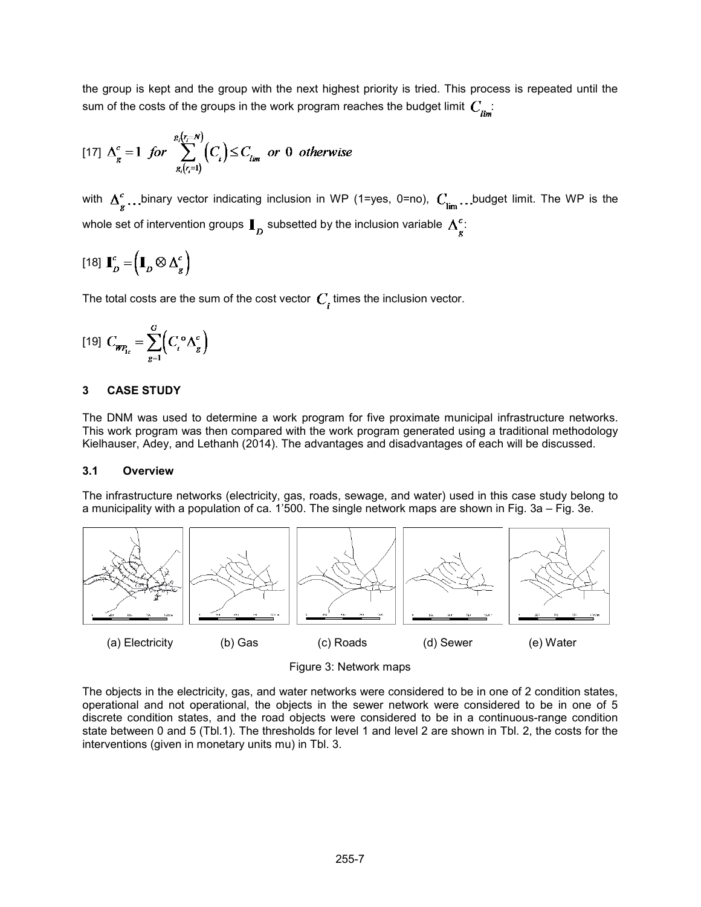the group is kept and the group with the next highest priority is tried. This process is repeated until the sum of the costs of the groups in the work program reaches the budget limit $C_{lim}$:

$$[17]\ \Lambda_g^c = 1 \ \ for \ \sum_{g_i(r_i=1)}^{g_i(r_i=N)} \left(C_i\right) \leq C_{lim} \ \ or \ 0 \ \ otherwise$$

with $\Delta_g^c$ ...binary vector indicating inclusion in WP (1=yes, 0=no), $C_{\lim}$ ...budget limit. The WP is the whole set of intervention groups $\mathbf{I}_D$ subsetted by the inclusion variable $\Lambda_g^c$:

$$[18]\ \mathbf{I}_D^c = \left(\mathbf{I}_D \otimes \Delta_g^c\right)$$

The total costs are the sum of the cost vector $C_i$ times the inclusion vector.

$$[19]\ C_{WP_{1c}} = \sum_{g=1}^{G}\left(C_i \circ \Lambda_g^c\right)$$

## 3 CASE STUDY

The DNM was used to determine a work program for five proximate municipal infrastructure networks. This work program was then compared with the work program generated using a traditional methodology Kielhauser, Adey, and Lethanh (2014). The advantages and disadvantages of each will be discussed.

### 3.1 Overview

The infrastructure networks (electricity, gas, roads, sewage, and water) used in this case study belong to a municipality with a population of ca. 1'500. The single network maps are shown in Fig. 3a – Fig. 3e.

(a) Electricity (b) Gas (c) Roads (d) Sewer (e) Water

Figure 3: Network maps

The objects in the electricity, gas, and water networks were considered to be in one of 2 condition states, operational and not operational, the objects in the sewer network were considered to be in one of 5 discrete condition states, and the road objects were considered to be in a continuous-range condition state between 0 and 5 (Tbl.1). The thresholds for level 1 and level 2 are shown in Tbl. 2, the costs for the interventions (given in monetary units mu) in Tbl. 3.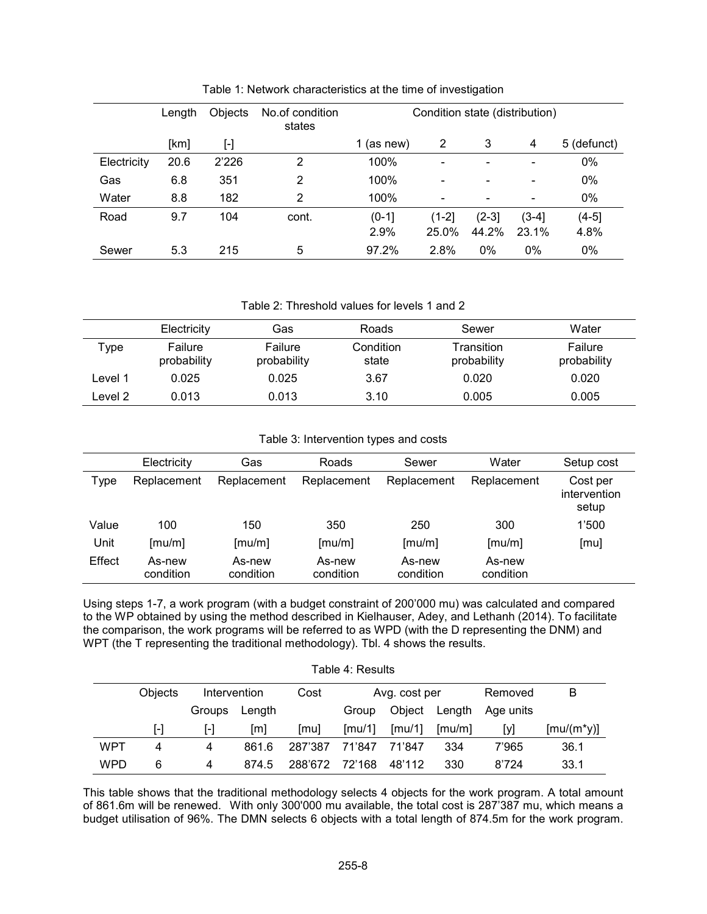Table 1: Network characteristics at the time of investigation

| | Length | Objects | No.of condition states | Condition state (distribution) | | | | |
|---|---|---|---|---|---|---|---|---|
| | [km] | [-] | | 1 (as new) | 2 | 3 | 4 | 5 (defunct) |
| Electricity | 20.6 | 2'226 | 2 | 100% | - | - | - | 0% |
| Gas | 6.8 | 351 | 2 | 100% | - | - | - | 0% |
| Water | 8.8 | 182 | 2 | 100% | - | - | - | 0% |
| Road | 9.7 | 104 | cont. | (0-1] 2.9% | (1-2] 25.0% | (2-3] 44.2% | (3-4] 23.1% | (4-5] 4.8% |
| Sewer | 5.3 | 215 | 5 | 97.2% | 2.8% | 0% | 0% | 0% |

Table 2: Threshold values for levels 1 and 2

| | Electricity | Gas | Roads | Sewer | Water |
|---|---|---|---|---|---|
| Type | Failure probability | Failure probability | Condition state | Transition probability | Failure probability |
| Level 1 | 0.025 | 0.025 | 3.67 | 0.020 | 0.020 |
| Level 2 | 0.013 | 0.013 | 3.10 | 0.005 | 0.005 |

Table 3: Intervention types and costs

| | Electricity | Gas | Roads | Sewer | Water | Setup cost |
|---|---|---|---|---|---|---|
| Type | Replacement | Replacement | Replacement | Replacement | Replacement | Cost per intervention setup |
| Value | 100 | 150 | 350 | 250 | 300 | 1'500 |
| Unit | [mu/m] | [mu/m] | [mu/m] | [mu/m] | [mu/m] | [mu] |
| Effect | As-new condition | As-new condition | As-new condition | As-new condition | As-new condition | |

Using steps 1-7, a work program (with a budget constraint of 200'000 mu) was calculated and compared to the WP obtained by using the method described in Kielhauser, Adey, and Lethanh (2014). To facilitate the comparison, the work programs will be referred to as WPD (with the D representing the DNM) and WPT (the T representing the traditional methodology). Tbl. 4 shows the results.

Table 4: Results

| | Objects | Intervention | | Cost | Avg. cost per | | | Removed | B |
|---|---|---|---|---|---|---|---|---|---|
| | | Groups | Length | | Group | Object | Length | Age units | |
| | [-] | [-] | [m] | [mu] | [mu/1] | [mu/1] | [mu/m] | [y] | [mu/(m*y)] |
| WPT | 4 | 4 | 861.6 | 287'387 | 71'847 | 71'847 | 334 | 7'965 | 36.1 |
| WPD | 6 | 4 | 874.5 | 288'672 | 72'168 | 48'112 | 330 | 8'724 | 33.1 |

This table shows that the traditional methodology selects 4 objects for the work program. A total amount of 861.6m will be renewed. With only 300'000 mu available, the total cost is 287'387 mu, which means a budget utilisation of 96%. The DMN selects 6 objects with a total length of 874.5m for the work program.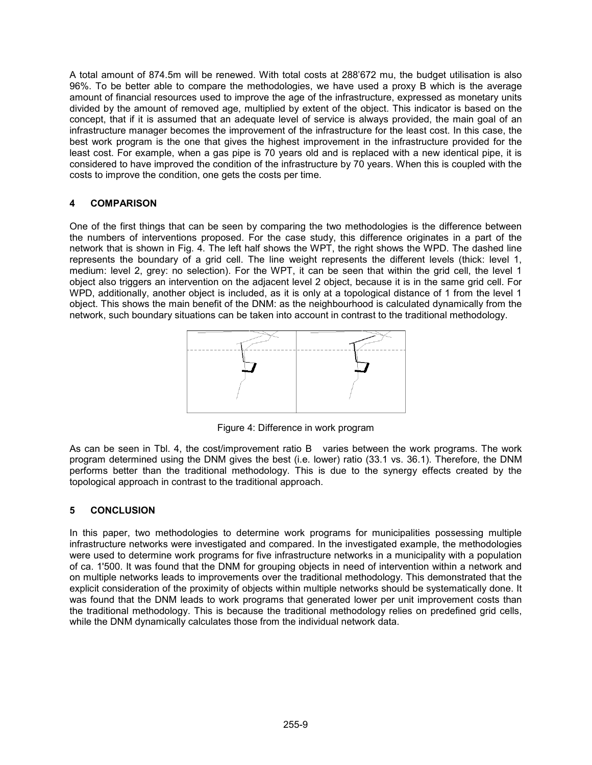A total amount of 874.5m will be renewed. With total costs at 288'672 mu, the budget utilisation is also 96%. To be better able to compare the methodologies, we have used a proxy B which is the average amount of financial resources used to improve the age of the infrastructure, expressed as monetary units divided by the amount of removed age, multiplied by extent of the object. This indicator is based on the concept, that if it is assumed that an adequate level of service is always provided, the main goal of an infrastructure manager becomes the improvement of the infrastructure for the least cost. In this case, the best work program is the one that gives the highest improvement in the infrastructure provided for the least cost. For example, when a gas pipe is 70 years old and is replaced with a new identical pipe, it is considered to have improved the condition of the infrastructure by 70 years. When this is coupled with the costs to improve the condition, one gets the costs per time.

## 4 COMPARISON

One of the first things that can be seen by comparing the two methodologies is the difference between the numbers of interventions proposed. For the case study, this difference originates in a part of the network that is shown in Fig. 4. The left half shows the WPT, the right shows the WPD. The dashed line represents the boundary of a grid cell. The line weight represents the different levels (thick: level 1, medium: level 2, grey: no selection). For the WPT, it can be seen that within the grid cell, the level 1 object also triggers an intervention on the adjacent level 2 object, because it is in the same grid cell. For WPD, additionally, another object is included, as it is only at a topological distance of 1 from the level 1 object. This shows the main benefit of the DNM: as the neighbourhood is calculated dynamically from the network, such boundary situations can be taken into account in contrast to the traditional methodology.

Figure 4: Difference in work program

As can be seen in Tbl. 4, the cost/improvement ratio B varies between the work programs. The work program determined using the DNM gives the best (i.e. lower) ratio (33.1 vs. 36.1). Therefore, the DNM performs better than the traditional methodology. This is due to the synergy effects created by the topological approach in contrast to the traditional approach.

## 5 CONCLUSION

In this paper, two methodologies to determine work programs for municipalities possessing multiple infrastructure networks were investigated and compared. In the investigated example, the methodologies were used to determine work programs for five infrastructure networks in a municipality with a population of ca. 1'500. It was found that the DNM for grouping objects in need of intervention within a network and on multiple networks leads to improvements over the traditional methodology. This demonstrated that the explicit consideration of the proximity of objects within multiple networks should be systematically done. It was found that the DNM leads to work programs that generated lower per unit improvement costs than the traditional methodology. This is because the traditional methodology relies on predefined grid cells, while the DNM dynamically calculates those from the individual network data.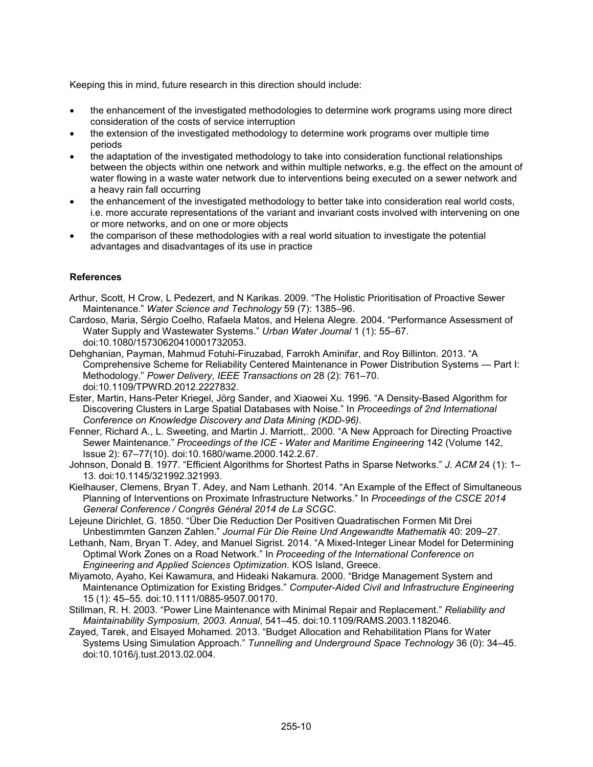Keeping this in mind, future research in this direction should include:

- the enhancement of the investigated methodologies to determine work programs using more direct consideration of the costs of service interruption
- the extension of the investigated methodology to determine work programs over multiple time periods
- the adaptation of the investigated methodology to take into consideration functional relationships between the objects within one network and within multiple networks, e.g. the effect on the amount of water flowing in a waste water network due to interventions being executed on a sewer network and a heavy rain fall occurring
- the enhancement of the investigated methodology to better take into consideration real world costs, i.e. more accurate representations of the variant and invariant costs involved with intervening on one or more networks, and on one or more objects
- the comparison of these methodologies with a real world situation to investigate the potential advantages and disadvantages of its use in practice

### References

Arthur, Scott, H Crow, L Pedezert, and N Karikas. 2009. "The Holistic Prioritisation of Proactive Sewer Maintenance." *Water Science and Technology* 59 (7): 1385–96.

Cardoso, Maria, Sérgio Coelho, Rafaela Matos, and Helena Alegre. 2004. "Performance Assessment of Water Supply and Wastewater Systems." *Urban Water Journal* 1 (1): 55–67. doi:10.1080/15730620410001732053.

Dehghanian, Payman, Mahmud Fotuhi-Firuzabad, Farrokh Aminifar, and Roy Billinton. 2013. "A Comprehensive Scheme for Reliability Centered Maintenance in Power Distribution Systems — Part I: Methodology." *Power Delivery, IEEE Transactions on* 28 (2): 761–70. doi:10.1109/TPWRD.2012.2227832.

Ester, Martin, Hans-Peter Kriegel, Jörg Sander, and Xiaowei Xu. 1996. "A Density-Based Algorithm for Discovering Clusters in Large Spatial Databases with Noise." In *Proceedings of 2nd International Conference on Knowledge Discovery and Data Mining (KDD-96)*.

Fenner, Richard A., L. Sweeting, and Martin J. Marriott,. 2000. "A New Approach for Directing Proactive Sewer Maintenance." *Proceedings of the ICE - Water and Maritime Engineering* 142 (Volume 142, Issue 2): 67–77(10). doi:10.1680/wame.2000.142.2.67.

Johnson, Donald B. 1977. "Efficient Algorithms for Shortest Paths in Sparse Networks." *J. ACM* 24 (1): 1–13. doi:10.1145/321992.321993.

Kielhauser, Clemens, Bryan T. Adey, and Nam Lethanh. 2014. "An Example of the Effect of Simultaneous Planning of Interventions on Proximate Infrastructure Networks." In *Proceedings of the CSCE 2014 General Conference / Congrès Général 2014 de La SCGC*.

Lejeune Dirichlet, G. 1850. "Über Die Reduction Der Positiven Quadratischen Formen Mit Drei Unbestimmten Ganzen Zahlen." *Journal Für Die Reine Und Angewandte Mathematik* 40: 209–27.

Lethanh, Nam, Bryan T. Adey, and Manuel Sigrist. 2014. "A Mixed-Integer Linear Model for Determining Optimal Work Zones on a Road Network." In *Proceeding of the International Conference on Engineering and Applied Sciences Optimization*. KOS Island, Greece.

Miyamoto, Ayaho, Kei Kawamura, and Hideaki Nakamura. 2000. "Bridge Management System and Maintenance Optimization for Existing Bridges." *Computer-Aided Civil and Infrastructure Engineering* 15 (1): 45–55. doi:10.1111/0885-9507.00170.

Stillman, R. H. 2003. "Power Line Maintenance with Minimal Repair and Replacement." *Reliability and Maintainability Symposium, 2003. Annual*, 541–45. doi:10.1109/RAMS.2003.1182046.

Zayed, Tarek, and Elsayed Mohamed. 2013. "Budget Allocation and Rehabilitation Plans for Water Systems Using Simulation Approach." *Tunnelling and Underground Space Technology* 36 (0): 34–45. doi:10.1016/j.tust.2013.02.004.